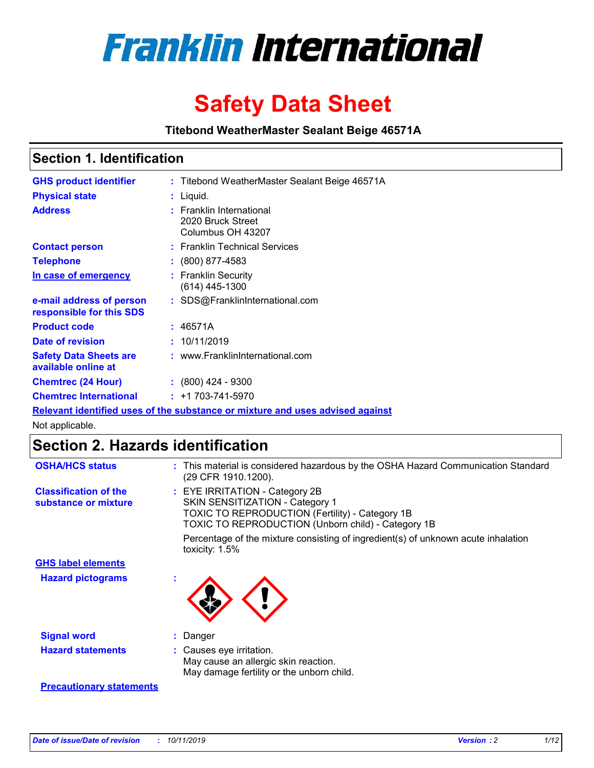# Franklin International

# Safety Data Sheet

**Titebond WeatherMaster Sealant Beige 46571A**

## Section 1. Identification

| | | |
|---|---|---|
| **GHS product identifier** | : | Titebond WeatherMaster Sealant Beige 46571A |
| **Physical state** | : | Liquid. |
| **Address** | : | Franklin International<br>2020 Bruck Street<br>Columbus OH 43207 |
| **Contact person** | : | Franklin Technical Services |
| **Telephone** | : | (800) 877-4583 |
| **In case of emergency** | : | Franklin Security<br>(614) 445-1300 |
| **e-mail address of person responsible for this SDS** | : | SDS@FranklinInternational.com |
| **Product code** | : | 46571A |
| **Date of revision** | : | 10/11/2019 |
| **Safety Data Sheets are available online at** | : | www.FranklinInternational.com |
| **Chemtrec (24 Hour)** | : | (800) 424 - 9300 |
| **Chemtrec International** | : | +1 703-741-5970 |

**Relevant identified uses of the substance or mixture and uses advised against**

Not applicable.

## Section 2. Hazards identification

| | | |
|---|---|---|
| **OSHA/HCS status** | : | This material is considered hazardous by the OSHA Hazard Communication Standard (29 CFR 1910.1200). |
| **Classification of the substance or mixture** | : | EYE IRRITATION - Category 2B<br>SKIN SENSITIZATION - Category 1<br>TOXIC TO REPRODUCTION (Fertility) - Category 1B<br>TOXIC TO REPRODUCTION (Unborn child) - Category 1B<br><br>Percentage of the mixture consisting of ingredient(s) of unknown acute inhalation toxicity: 1.5% |

**GHS label elements**

| | | |
|---|---|---|
| **Hazard pictograms** | : | |
| **Signal word** | : | Danger |
| **Hazard statements** | : | Causes eye irritation.<br>May cause an allergic skin reaction.<br>May damage fertility or the unborn child. |

**Precautionary statements**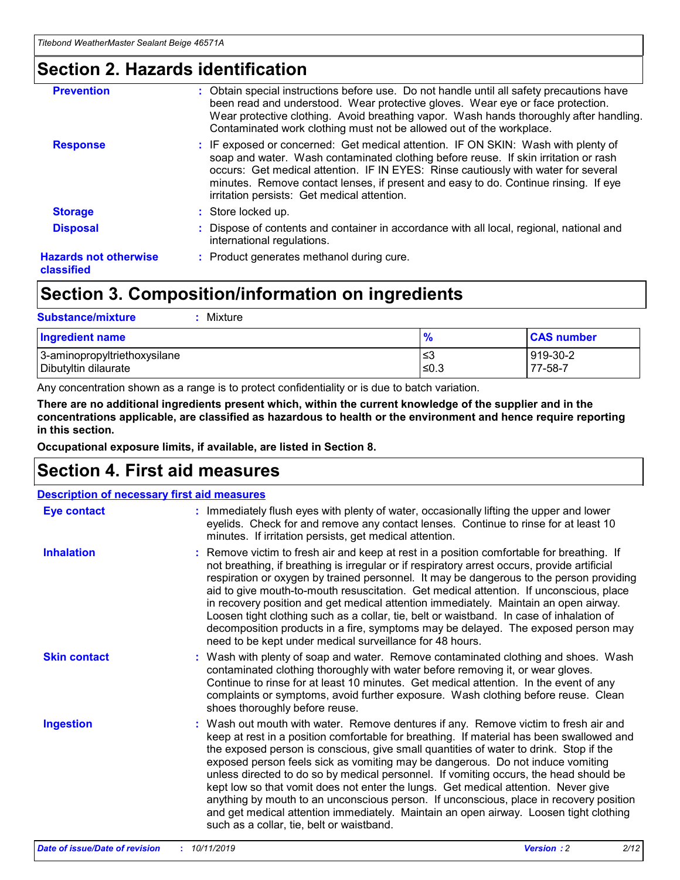## Section 2. Hazards identification

**Prevention** : Obtain special instructions before use. Do not handle until all safety precautions have been read and understood. Wear protective gloves. Wear eye or face protection. Wear protective clothing. Avoid breathing vapor. Wash hands thoroughly after handling. Contaminated work clothing must not be allowed out of the workplace.

**Response** : IF exposed or concerned: Get medical attention. IF ON SKIN: Wash with plenty of soap and water. Wash contaminated clothing before reuse. If skin irritation or rash occurs: Get medical attention. IF IN EYES: Rinse cautiously with water for several minutes. Remove contact lenses, if present and easy to do. Continue rinsing. If eye irritation persists: Get medical attention.

**Storage** : Store locked up.

**Disposal** : Dispose of contents and container in accordance with all local, regional, national and international regulations.

**Hazards not otherwise classified** : Product generates methanol during cure.

## Section 3. Composition/information on ingredients

**Substance/mixture** : Mixture

| Ingredient name | % | CAS number |
|---|---|---|
| 3-aminopropyltriethoxysilane | ≤3 | 919-30-2 |
| Dibutyltin dilaurate | ≤0.3 | 77-58-7 |

Any concentration shown as a range is to protect confidentiality or is due to batch variation.

**There are no additional ingredients present which, within the current knowledge of the supplier and in the concentrations applicable, are classified as hazardous to health or the environment and hence require reporting in this section.**

**Occupational exposure limits, if available, are listed in Section 8.**

## Section 4. First aid measures

**Description of necessary first aid measures**

**Eye contact** : Immediately flush eyes with plenty of water, occasionally lifting the upper and lower eyelids. Check for and remove any contact lenses. Continue to rinse for at least 10 minutes. If irritation persists, get medical attention.

**Inhalation** : Remove victim to fresh air and keep at rest in a position comfortable for breathing. If not breathing, if breathing is irregular or if respiratory arrest occurs, provide artificial respiration or oxygen by trained personnel. It may be dangerous to the person providing aid to give mouth-to-mouth resuscitation. Get medical attention. If unconscious, place in recovery position and get medical attention immediately. Maintain an open airway. Loosen tight clothing such as a collar, tie, belt or waistband. In case of inhalation of decomposition products in a fire, symptoms may be delayed. The exposed person may need to be kept under medical surveillance for 48 hours.

**Skin contact** : Wash with plenty of soap and water. Remove contaminated clothing and shoes. Wash contaminated clothing thoroughly with water before removing it, or wear gloves. Continue to rinse for at least 10 minutes. Get medical attention. In the event of any complaints or symptoms, avoid further exposure. Wash clothing before reuse. Clean shoes thoroughly before reuse.

**Ingestion** : Wash out mouth with water. Remove dentures if any. Remove victim to fresh air and keep at rest in a position comfortable for breathing. If material has been swallowed and the exposed person is conscious, give small quantities of water to drink. Stop if the exposed person feels sick as vomiting may be dangerous. Do not induce vomiting unless directed to do so by medical personnel. If vomiting occurs, the head should be kept low so that vomit does not enter the lungs. Get medical attention. Never give anything by mouth to an unconscious person. If unconscious, place in recovery position and get medical attention immediately. Maintain an open airway. Loosen tight clothing such as a collar, tie, belt or waistband.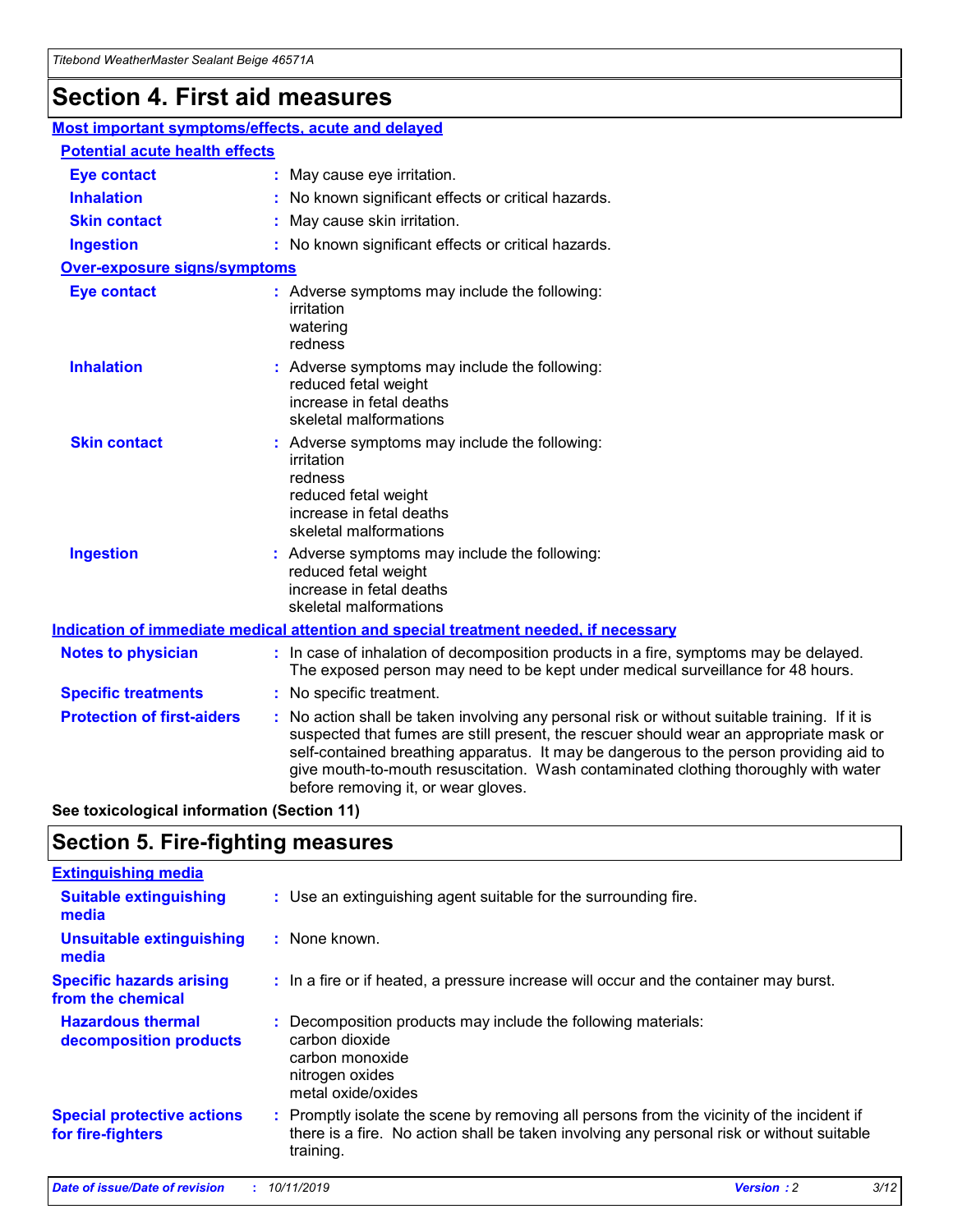# Section 4. First aid measures

## Most important symptoms/effects, acute and delayed

### Potential acute health effects

| | |
|---|---|
| **Eye contact** | May cause eye irritation. |
| **Inhalation** | No known significant effects or critical hazards. |
| **Skin contact** | May cause skin irritation. |
| **Ingestion** | No known significant effects or critical hazards. |

### Over-exposure signs/symptoms

| | |
|---|---|
| **Eye contact** | Adverse symptoms may include the following: irritation, watering, redness |
| **Inhalation** | Adverse symptoms may include the following: reduced fetal weight, increase in fetal deaths, skeletal malformations |
| **Skin contact** | Adverse symptoms may include the following: irritation, redness, reduced fetal weight, increase in fetal deaths, skeletal malformations |
| **Ingestion** | Adverse symptoms may include the following: reduced fetal weight, increase in fetal deaths, skeletal malformations |

## Indication of immediate medical attention and special treatment needed, if necessary

| | |
|---|---|
| **Notes to physician** | In case of inhalation of decomposition products in a fire, symptoms may be delayed. The exposed person may need to be kept under medical surveillance for 48 hours. |
| **Specific treatments** | No specific treatment. |
| **Protection of first-aiders** | No action shall be taken involving any personal risk or without suitable training. If it is suspected that fumes are still present, the rescuer should wear an appropriate mask or self-contained breathing apparatus. It may be dangerous to the person providing aid to give mouth-to-mouth resuscitation. Wash contaminated clothing thoroughly with water before removing it, or wear gloves. |

**See toxicological information (Section 11)**

# Section 5. Fire-fighting measures

## Extinguishing media

| | |
|---|---|
| **Suitable extinguishing media** | Use an extinguishing agent suitable for the surrounding fire. |
| **Unsuitable extinguishing media** | None known. |
| **Specific hazards arising from the chemical** | In a fire or if heated, a pressure increase will occur and the container may burst. |
| **Hazardous thermal decomposition products** | Decomposition products may include the following materials: carbon dioxide, carbon monoxide, nitrogen oxides, metal oxide/oxides |
| **Special protective actions for fire-fighters** | Promptly isolate the scene by removing all persons from the vicinity of the incident if there is a fire. No action shall be taken involving any personal risk or without suitable training. |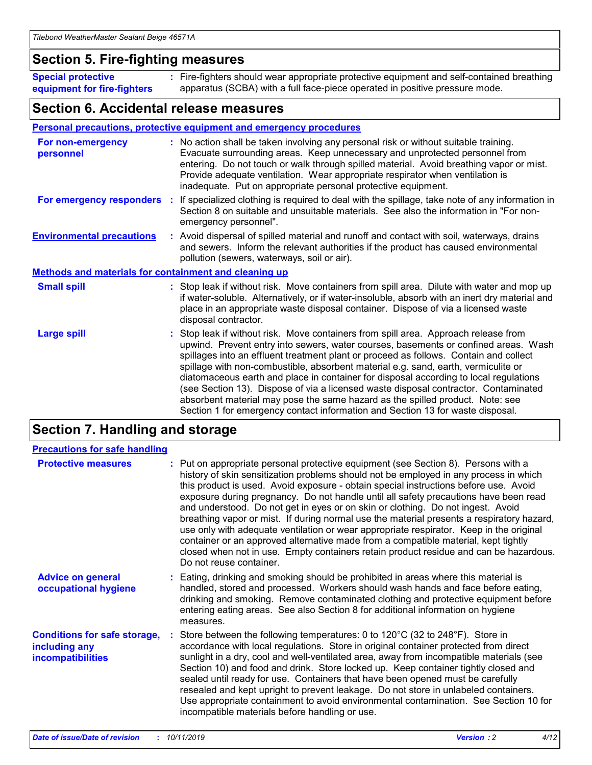## Section 5. Fire-fighting measures

**Special protective equipment for fire-fighters** : Fire-fighters should wear appropriate protective equipment and self-contained breathing apparatus (SCBA) with a full face-piece operated in positive pressure mode.

## Section 6. Accidental release measures

### Personal precautions, protective equipment and emergency procedures

**For non-emergency personnel** : No action shall be taken involving any personal risk or without suitable training. Evacuate surrounding areas. Keep unnecessary and unprotected personnel from entering. Do not touch or walk through spilled material. Avoid breathing vapor or mist. Provide adequate ventilation. Wear appropriate respirator when ventilation is inadequate. Put on appropriate personal protective equipment.

**For emergency responders** : If specialized clothing is required to deal with the spillage, take note of any information in Section 8 on suitable and unsuitable materials. See also the information in "For non-emergency personnel".

**Environmental precautions** : Avoid dispersal of spilled material and runoff and contact with soil, waterways, drains and sewers. Inform the relevant authorities if the product has caused environmental pollution (sewers, waterways, soil or air).

### Methods and materials for containment and cleaning up

**Small spill** : Stop leak if without risk. Move containers from spill area. Dilute with water and mop up if water-soluble. Alternatively, or if water-insoluble, absorb with an inert dry material and place in an appropriate waste disposal container. Dispose of via a licensed waste disposal contractor.

**Large spill** : Stop leak if without risk. Move containers from spill area. Approach release from upwind. Prevent entry into sewers, water courses, basements or confined areas. Wash spillages into an effluent treatment plant or proceed as follows. Contain and collect spillage with non-combustible, absorbent material e.g. sand, earth, vermiculite or diatomaceous earth and place in container for disposal according to local regulations (see Section 13). Dispose of via a licensed waste disposal contractor. Contaminated absorbent material may pose the same hazard as the spilled product. Note: see Section 1 for emergency contact information and Section 13 for waste disposal.

## Section 7. Handling and storage

### Precautions for safe handling

**Protective measures** : Put on appropriate personal protective equipment (see Section 8). Persons with a history of skin sensitization problems should not be employed in any process in which this product is used. Avoid exposure - obtain special instructions before use. Avoid exposure during pregnancy. Do not handle until all safety precautions have been read and understood. Do not get in eyes or on skin or clothing. Do not ingest. Avoid breathing vapor or mist. If during normal use the material presents a respiratory hazard, use only with adequate ventilation or wear appropriate respirator. Keep in the original container or an approved alternative made from a compatible material, kept tightly closed when not in use. Empty containers retain product residue and can be hazardous. Do not reuse container.

**Advice on general occupational hygiene** : Eating, drinking and smoking should be prohibited in areas where this material is handled, stored and processed. Workers should wash hands and face before eating, drinking and smoking. Remove contaminated clothing and protective equipment before entering eating areas. See also Section 8 for additional information on hygiene measures.

**Conditions for safe storage, including any incompatibilities** : Store between the following temperatures: 0 to 120°C (32 to 248°F). Store in accordance with local regulations. Store in original container protected from direct sunlight in a dry, cool and well-ventilated area, away from incompatible materials (see Section 10) and food and drink. Store locked up. Keep container tightly closed and sealed until ready for use. Containers that have been opened must be carefully resealed and kept upright to prevent leakage. Do not store in unlabeled containers. Use appropriate containment to avoid environmental contamination. See Section 10 for incompatible materials before handling or use.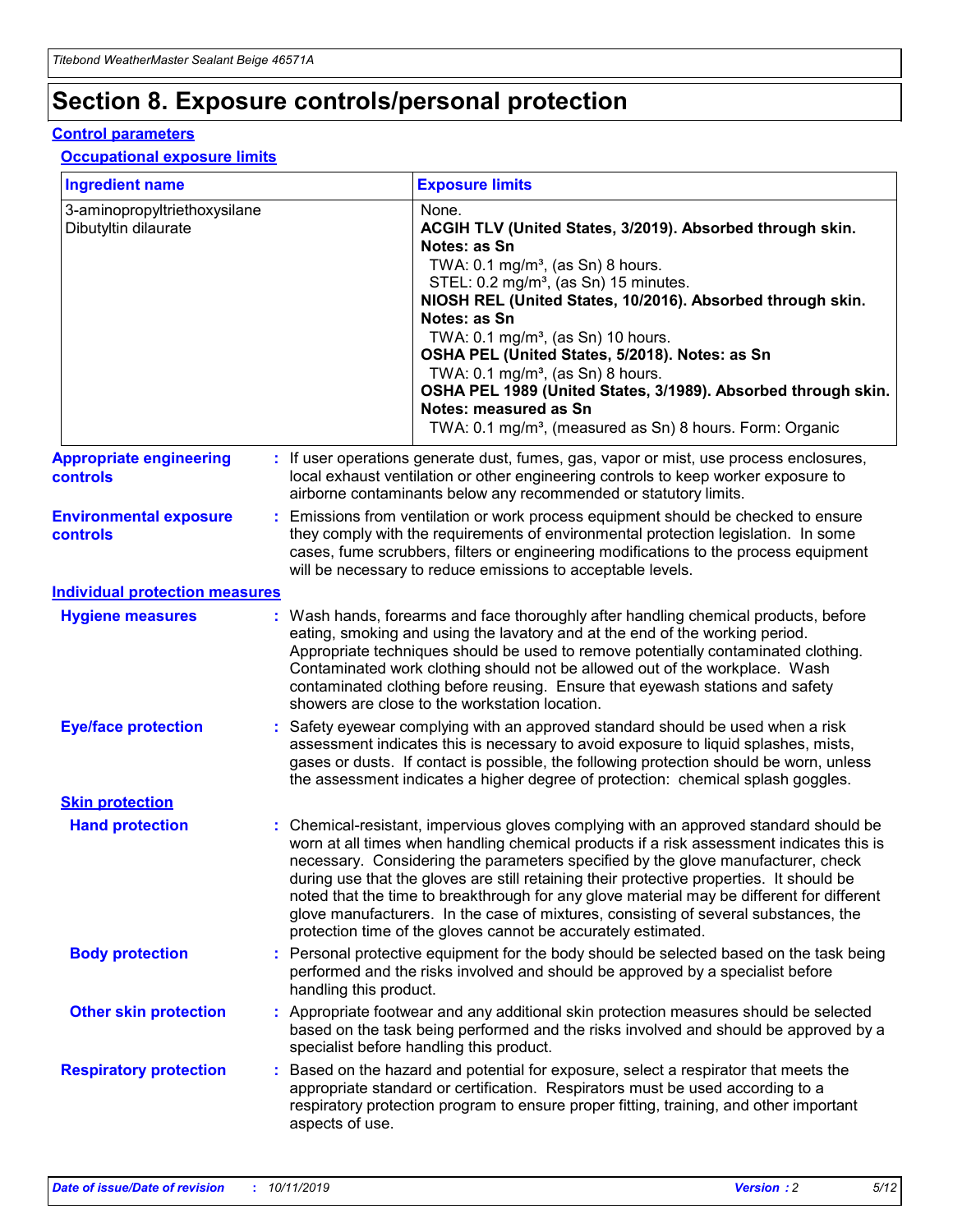# Section 8. Exposure controls/personal protection

## Control parameters

### Occupational exposure limits

| Ingredient name | Exposure limits |
| --- | --- |
| 3-aminopropyltriethoxysilane<br>Dibutyltin dilaurate | None.<br>**ACGIH TLV (United States, 3/2019). Absorbed through skin. Notes: as Sn**<br>TWA: 0.1 mg/m³, (as Sn) 8 hours.<br>STEL: 0.2 mg/m³, (as Sn) 15 minutes.<br>**NIOSH REL (United States, 10/2016). Absorbed through skin. Notes: as Sn**<br>TWA: 0.1 mg/m³, (as Sn) 10 hours.<br>**OSHA PEL (United States, 5/2018). Notes: as Sn**<br>TWA: 0.1 mg/m³, (as Sn) 8 hours.<br>**OSHA PEL 1989 (United States, 3/1989). Absorbed through skin. Notes: measured as Sn**<br>TWA: 0.1 mg/m³, (measured as Sn) 8 hours. Form: Organic |

**Appropriate engineering controls** : If user operations generate dust, fumes, gas, vapor or mist, use process enclosures, local exhaust ventilation or other engineering controls to keep worker exposure to airborne contaminants below any recommended or statutory limits.

**Environmental exposure controls** : Emissions from ventilation or work process equipment should be checked to ensure they comply with the requirements of environmental protection legislation. In some cases, fume scrubbers, filters or engineering modifications to the process equipment will be necessary to reduce emissions to acceptable levels.

## Individual protection measures

**Hygiene measures** : Wash hands, forearms and face thoroughly after handling chemical products, before eating, smoking and using the lavatory and at the end of the working period. Appropriate techniques should be used to remove potentially contaminated clothing. Contaminated work clothing should not be allowed out of the workplace. Wash contaminated clothing before reusing. Ensure that eyewash stations and safety showers are close to the workstation location.

**Eye/face protection** : Safety eyewear complying with an approved standard should be used when a risk assessment indicates this is necessary to avoid exposure to liquid splashes, mists, gases or dusts. If contact is possible, the following protection should be worn, unless the assessment indicates a higher degree of protection: chemical splash goggles.

### Skin protection

**Hand protection** : Chemical-resistant, impervious gloves complying with an approved standard should be worn at all times when handling chemical products if a risk assessment indicates this is necessary. Considering the parameters specified by the glove manufacturer, check during use that the gloves are still retaining their protective properties. It should be noted that the time to breakthrough for any glove material may be different for different glove manufacturers. In the case of mixtures, consisting of several substances, the protection time of the gloves cannot be accurately estimated.

**Body protection** : Personal protective equipment for the body should be selected based on the task being performed and the risks involved and should be approved by a specialist before handling this product.

**Other skin protection** : Appropriate footwear and any additional skin protection measures should be selected based on the task being performed and the risks involved and should be approved by a specialist before handling this product.

**Respiratory protection** : Based on the hazard and potential for exposure, select a respirator that meets the appropriate standard or certification. Respirators must be used according to a respiratory protection program to ensure proper fitting, training, and other important aspects of use.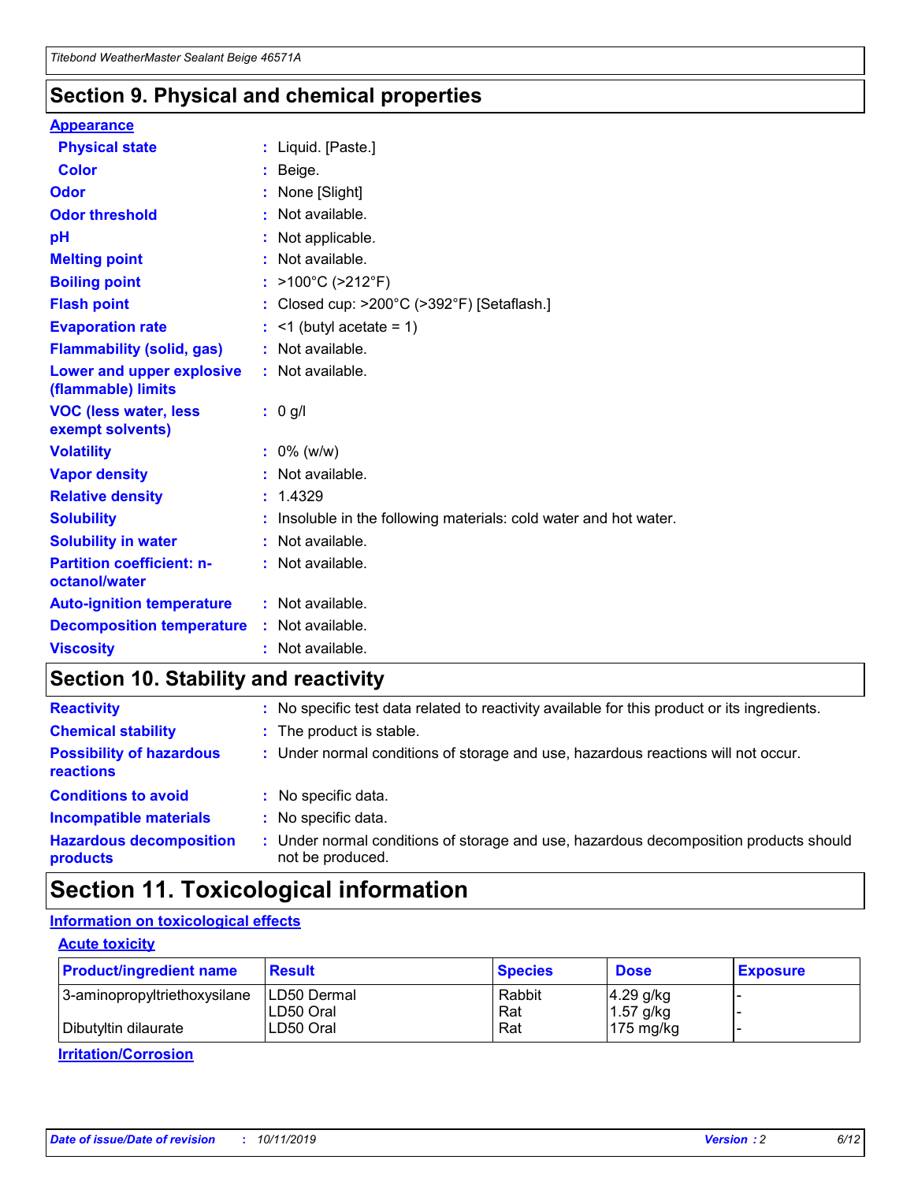## Section 9. Physical and chemical properties

### Appearance

| | | |
|---|---|---|
| **Physical state** | : | Liquid. [Paste.] |
| **Color** | : | Beige. |
| **Odor** | : | None [Slight] |
| **Odor threshold** | : | Not available. |
| **pH** | : | Not applicable. |
| **Melting point** | : | Not available. |
| **Boiling point** | : | >100°C (>212°F) |
| **Flash point** | : | Closed cup: >200°C (>392°F) [Setaflash.] |
| **Evaporation rate** | : | <1 (butyl acetate = 1) |
| **Flammability (solid, gas)** | : | Not available. |
| **Lower and upper explosive (flammable) limits** | : | Not available. |
| **VOC (less water, less exempt solvents)** | : | 0 g/l |
| **Volatility** | : | 0% (w/w) |
| **Vapor density** | : | Not available. |
| **Relative density** | : | 1.4329 |
| **Solubility** | : | Insoluble in the following materials: cold water and hot water. |
| **Solubility in water** | : | Not available. |
| **Partition coefficient: n-octanol/water** | : | Not available. |
| **Auto-ignition temperature** | : | Not available. |
| **Decomposition temperature** | : | Not available. |
| **Viscosity** | : | Not available. |

## Section 10. Stability and reactivity

| | | |
|---|---|---|
| **Reactivity** | : | No specific test data related to reactivity available for this product or its ingredients. |
| **Chemical stability** | : | The product is stable. |
| **Possibility of hazardous reactions** | : | Under normal conditions of storage and use, hazardous reactions will not occur. |
| **Conditions to avoid** | : | No specific data. |
| **Incompatible materials** | : | No specific data. |
| **Hazardous decomposition products** | : | Under normal conditions of storage and use, hazardous decomposition products should not be produced. |

## Section 11. Toxicological information

### Information on toxicological effects

#### Acute toxicity

| Product/ingredient name | Result | Species | Dose | Exposure |
|---|---|---|---|---|
| 3-aminopropyltriethoxysilane | LD50 Dermal | Rabbit | 4.29 g/kg | - |
| | LD50 Oral | Rat | 1.57 g/kg | - |
| Dibutyltin dilaurate | LD50 Oral | Rat | 175 mg/kg | - |

#### Irritation/Corrosion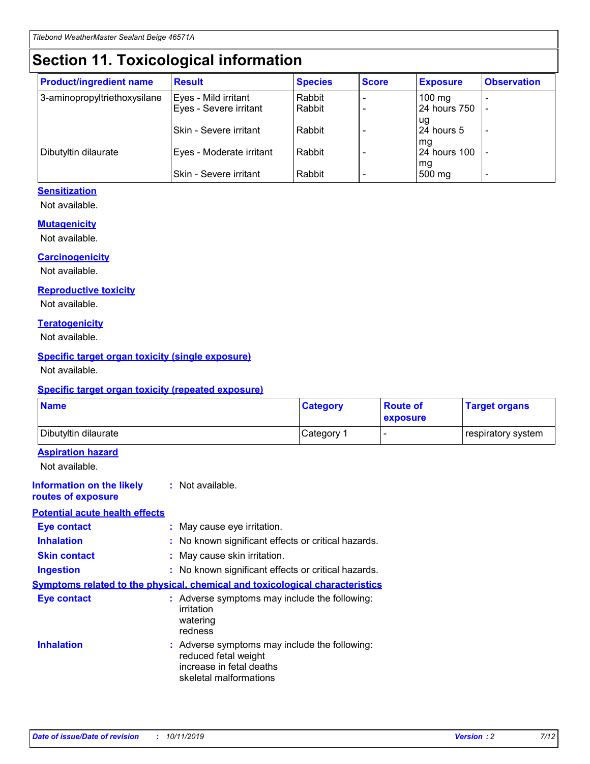# Section 11. Toxicological information

| Product/ingredient name | Result | Species | Score | Exposure | Observation |
|---|---|---|---|---|---|
| 3-aminopropyltriethoxysilane | Eyes - Mild irritant | Rabbit | - | 100 mg | - |
| | Eyes - Severe irritant | Rabbit | - | 24 hours 750 ug | - |
| | Skin - Severe irritant | Rabbit | - | 24 hours 5 mg | - |
| Dibutyltin dilaurate | Eyes - Moderate irritant | Rabbit | - | 24 hours 100 mg | - |
| | Skin - Severe irritant | Rabbit | - | 500 mg | - |

### Sensitization

Not available.

### Mutagenicity

Not available.

### Carcinogenicity

Not available.

### Reproductive toxicity

Not available.

### Teratogenicity

Not available.

### Specific target organ toxicity (single exposure)

Not available.

### Specific target organ toxicity (repeated exposure)

| Name | Category | Route of exposure | Target organs |
|---|---|---|---|
| Dibutyltin dilaurate | Category 1 | - | respiratory system |

### Aspiration hazard

Not available.

**Information on the likely routes of exposure** : Not available.

### Potential acute health effects

**Eye contact** : May cause eye irritation.

**Inhalation** : No known significant effects or critical hazards.

**Skin contact** : May cause skin irritation.

**Ingestion** : No known significant effects or critical hazards.

### Symptoms related to the physical, chemical and toxicological characteristics

**Eye contact** : Adverse symptoms may include the following:
irritation
watering
redness

**Inhalation** : Adverse symptoms may include the following:
reduced fetal weight
increase in fetal deaths
skeletal malformations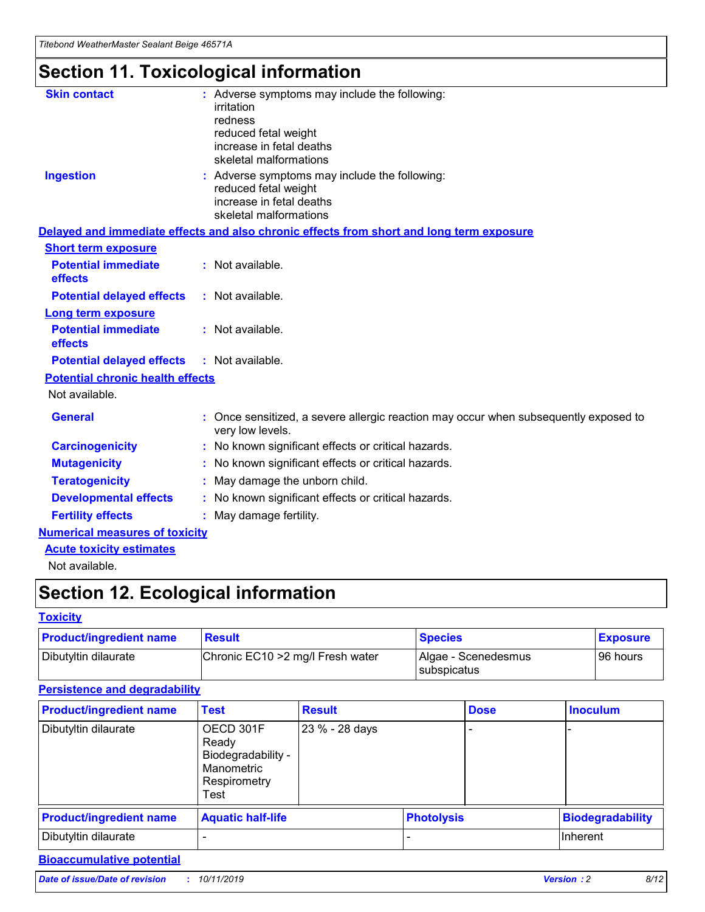# Section 11. Toxicological information

**Skin contact** : Adverse symptoms may include the following:
irritation
redness
reduced fetal weight
increase in fetal deaths
skeletal malformations

**Ingestion** : Adverse symptoms may include the following:
reduced fetal weight
increase in fetal deaths
skeletal malformations

## Delayed and immediate effects and also chronic effects from short and long term exposure

### Short term exposure

**Potential immediate effects** : Not available.

**Potential delayed effects** : Not available.

### Long term exposure

**Potential immediate effects** : Not available.

**Potential delayed effects** : Not available.

### Potential chronic health effects

Not available.

**General** : Once sensitized, a severe allergic reaction may occur when subsequently exposed to very low levels.

**Carcinogenicity** : No known significant effects or critical hazards.

**Mutagenicity** : No known significant effects or critical hazards.

**Teratogenicity** : May damage the unborn child.

**Developmental effects** : No known significant effects or critical hazards.

**Fertility effects** : May damage fertility.

## Numerical measures of toxicity

### Acute toxicity estimates

Not available.

# Section 12. Ecological information

## Toxicity

| Product/ingredient name | Result | Species | Exposure |
|---|---|---|---|
| Dibutyltin dilaurate | Chronic EC10 >2 mg/l Fresh water | Algae - Scenedesmus subspicatus | 96 hours |

## Persistence and degradability

| Product/ingredient name | Test | Result | Dose | Inoculum |
|---|---|---|---|---|
| Dibutyltin dilaurate | OECD 301F Ready Biodegradability - Manometric Respirometry Test | 23 % - 28 days | - | - |

| Product/ingredient name | Aquatic half-life | Photolysis | Biodegradability |
|---|---|---|---|
| Dibutyltin dilaurate | - | - | Inherent |

## Bioaccumulative potential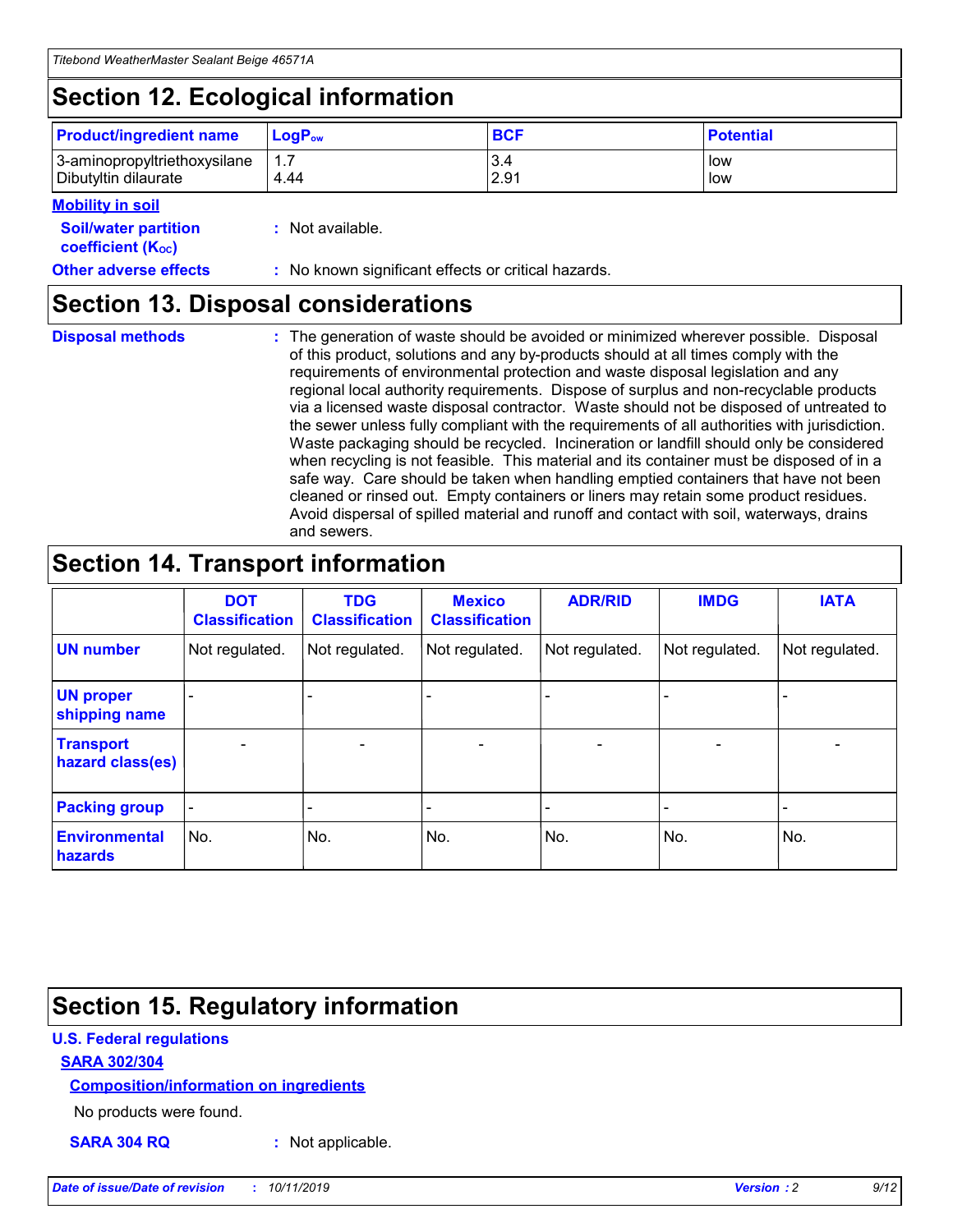## Section 12. Ecological information

| Product/ingredient name | $LogP_{ow}$ | BCF | Potential |
|---|---|---|---|
| 3-aminopropyltriethoxysilane | 1.7 | 3.4 | low |
| Dibutyltin dilaurate | 4.44 | 2.91 | low |

**Mobility in soil**

**Soil/water partition coefficient ($K_{OC}$)** : Not available.

**Other adverse effects** : No known significant effects or critical hazards.

## Section 13. Disposal considerations

**Disposal methods** : The generation of waste should be avoided or minimized wherever possible. Disposal of this product, solutions and any by-products should at all times comply with the requirements of environmental protection and waste disposal legislation and any regional local authority requirements. Dispose of surplus and non-recyclable products via a licensed waste disposal contractor. Waste should not be disposed of untreated to the sewer unless fully compliant with the requirements of all authorities with jurisdiction. Waste packaging should be recycled. Incineration or landfill should only be considered when recycling is not feasible. This material and its container must be disposed of in a safe way. Care should be taken when handling emptied containers that have not been cleaned or rinsed out. Empty containers or liners may retain some product residues. Avoid dispersal of spilled material and runoff and contact with soil, waterways, drains and sewers.

## Section 14. Transport information

| | DOT Classification | TDG Classification | Mexico Classification | ADR/RID | IMDG | IATA |
|---|---|---|---|---|---|---|
| UN number | Not regulated. | Not regulated. | Not regulated. | Not regulated. | Not regulated. | Not regulated. |
| UN proper shipping name | - | - | - | - | - | - |
| Transport hazard class(es) | - | - | - | - | - | - |
| Packing group | - | - | - | - | - | - |
| Environmental hazards | No. | No. | No. | No. | No. | No. |

## Section 15. Regulatory information

**U.S. Federal regulations**

**SARA 302/304**

**Composition/information on ingredients**

No products were found.

**SARA 304 RQ** : Not applicable.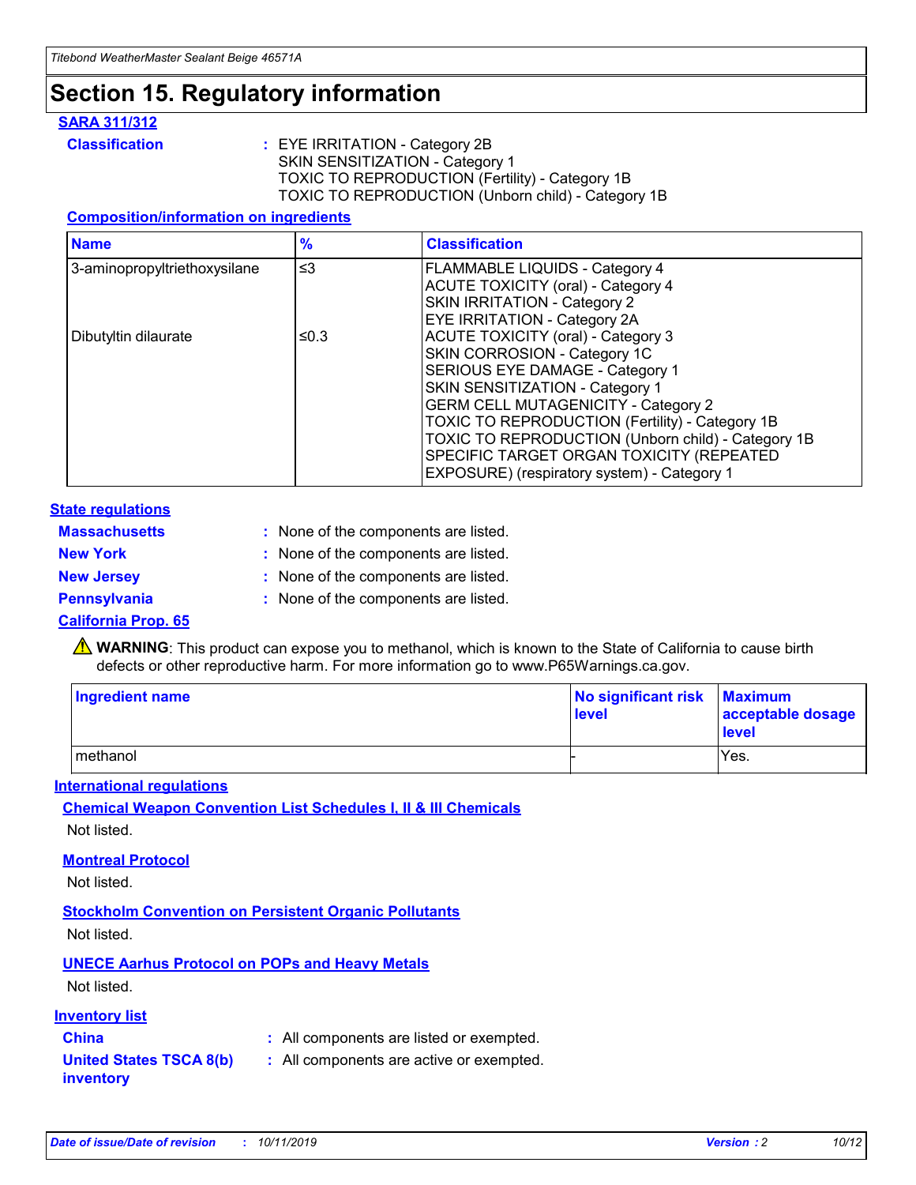# Section 15. Regulatory information

## SARA 311/312

**Classification** : EYE IRRITATION - Category 2B
SKIN SENSITIZATION - Category 1
TOXIC TO REPRODUCTION (Fertility) - Category 1B
TOXIC TO REPRODUCTION (Unborn child) - Category 1B

### Composition/information on ingredients

| Name | % | Classification |
|---|---|---|
| 3-aminopropyltriethoxysilane | ≤3 | FLAMMABLE LIQUIDS - Category 4<br>ACUTE TOXICITY (oral) - Category 4<br>SKIN IRRITATION - Category 2<br>EYE IRRITATION - Category 2A |
| Dibutyltin dilaurate | ≤0.3 | ACUTE TOXICITY (oral) - Category 3<br>SKIN CORROSION - Category 1C<br>SERIOUS EYE DAMAGE - Category 1<br>SKIN SENSITIZATION - Category 1<br>GERM CELL MUTAGENICITY - Category 2<br>TOXIC TO REPRODUCTION (Fertility) - Category 1B<br>TOXIC TO REPRODUCTION (Unborn child) - Category 1B<br>SPECIFIC TARGET ORGAN TOXICITY (REPEATED EXPOSURE) (respiratory system) - Category 1 |

## State regulations

**Massachusetts** : None of the components are listed.

**New York** : None of the components are listed.

**New Jersey** : None of the components are listed.

**Pennsylvania** : None of the components are listed.

### California Prop. 65

⚠ **WARNING**: This product can expose you to methanol, which is known to the State of California to cause birth defects or other reproductive harm. For more information go to www.P65Warnings.ca.gov.

| Ingredient name | No significant risk level | Maximum acceptable dosage level |
|---|---|---|
| methanol | - | Yes. |

## International regulations

### Chemical Weapon Convention List Schedules I, II & III Chemicals

Not listed.

### Montreal Protocol

Not listed.

### Stockholm Convention on Persistent Organic Pollutants

Not listed.

### UNECE Aarhus Protocol on POPs and Heavy Metals

Not listed.

## Inventory list

**China** : All components are listed or exempted.

**United States TSCA 8(b) inventory** : All components are active or exempted.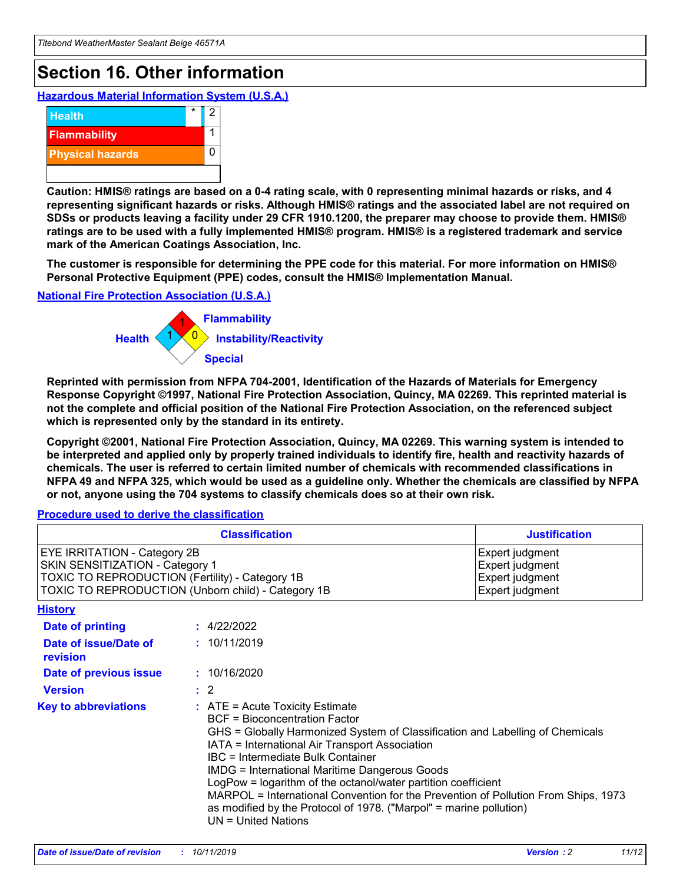# Section 16. Other information

### Hazardous Material Information System (U.S.A.)

| | | |
|---|---|---|
| Health | * | 2 |
| Flammability | | 1 |
| Physical hazards | | 0 |

**Caution: HMIS® ratings are based on a 0-4 rating scale, with 0 representing minimal hazards or risks, and 4 representing significant hazards or risks. Although HMIS® ratings and the associated label are not required on SDSs or products leaving a facility under 29 CFR 1910.1200, the preparer may choose to provide them. HMIS® ratings are to be used with a fully implemented HMIS® program. HMIS® is a registered trademark and service mark of the American Coatings Association, Inc.**

**The customer is responsible for determining the PPE code for this material. For more information on HMIS® Personal Protective Equipment (PPE) codes, consult the HMIS® Implementation Manual.**

### National Fire Protection Association (U.S.A.)

Health: 1
Flammability: 1
Instability/Reactivity: 0
Special:

**Reprinted with permission from NFPA 704-2001, Identification of the Hazards of Materials for Emergency Response Copyright ©1997, National Fire Protection Association, Quincy, MA 02269. This reprinted material is not the complete and official position of the National Fire Protection Association, on the referenced subject which is represented only by the standard in its entirety.**

**Copyright ©2001, National Fire Protection Association, Quincy, MA 02269. This warning system is intended to be interpreted and applied only by properly trained individuals to identify fire, health and reactivity hazards of chemicals. The user is referred to certain limited number of chemicals with recommended classifications in NFPA 49 and NFPA 325, which would be used as a guideline only. Whether the chemicals are classified by NFPA or not, anyone using the 704 systems to classify chemicals does so at their own risk.**

### Procedure used to derive the classification

| Classification | Justification |
|---|---|
| EYE IRRITATION - Category 2B | Expert judgment |
| SKIN SENSITIZATION - Category 1 | Expert judgment |
| TOXIC TO REPRODUCTION (Fertility) - Category 1B | Expert judgment |
| TOXIC TO REPRODUCTION (Unborn child) - Category 1B | Expert judgment |

### History

**Date of printing** : 4/22/2022

**Date of issue/Date of revision** : 10/11/2019

**Date of previous issue** : 10/16/2020

**Version** : 2

**Key to abbreviations** :
ATE = Acute Toxicity Estimate
BCF = Bioconcentration Factor
GHS = Globally Harmonized System of Classification and Labelling of Chemicals
IATA = International Air Transport Association
IBC = Intermediate Bulk Container
IMDG = International Maritime Dangerous Goods
LogPow = logarithm of the octanol/water partition coefficient
MARPOL = International Convention for the Prevention of Pollution From Ships, 1973 as modified by the Protocol of 1978. ("Marpol" = marine pollution)
UN = United Nations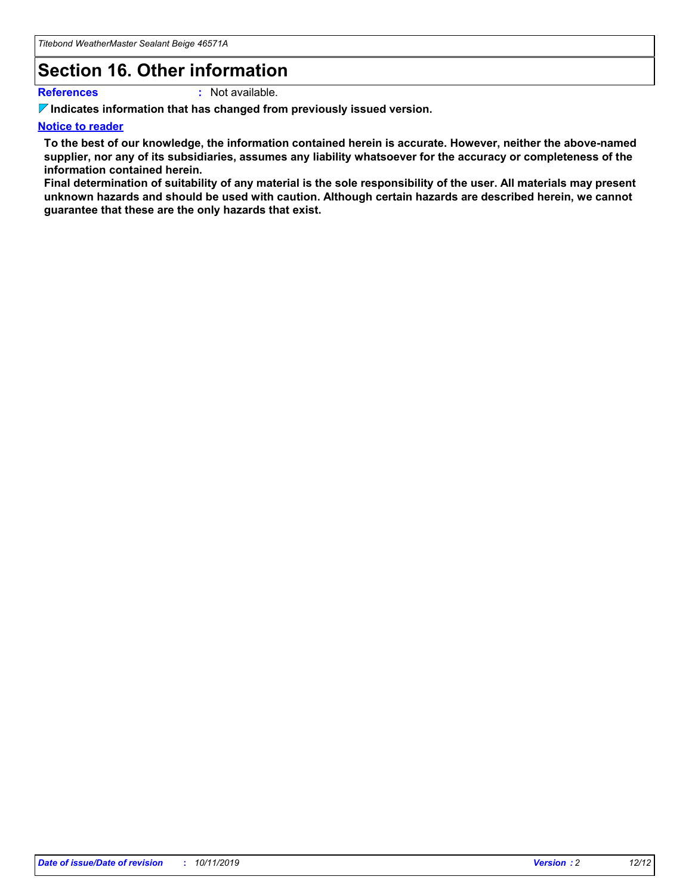# Section 16. Other information

**References** : Not available.

**Indicates information that has changed from previously issued version.**

**Notice to reader**

**To the best of our knowledge, the information contained herein is accurate. However, neither the above-named supplier, nor any of its subsidiaries, assumes any liability whatsoever for the accuracy or completeness of the information contained herein.**

**Final determination of suitability of any material is the sole responsibility of the user. All materials may present unknown hazards and should be used with caution. Although certain hazards are described herein, we cannot guarantee that these are the only hazards that exist.**